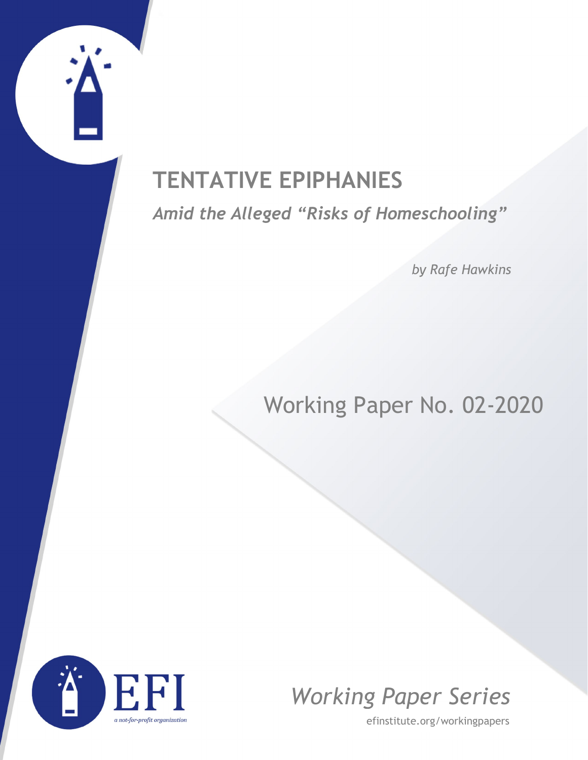# TENTATIVE EPIPHANIES

*Amid the Alleged "Risks of Homeschooling"*

*by Rafe Hawkins*

Working Paper No. 02-2020

EFI

*a not-for-profit organization*

*Working Paper Series*

efinstitute.org/workingpapers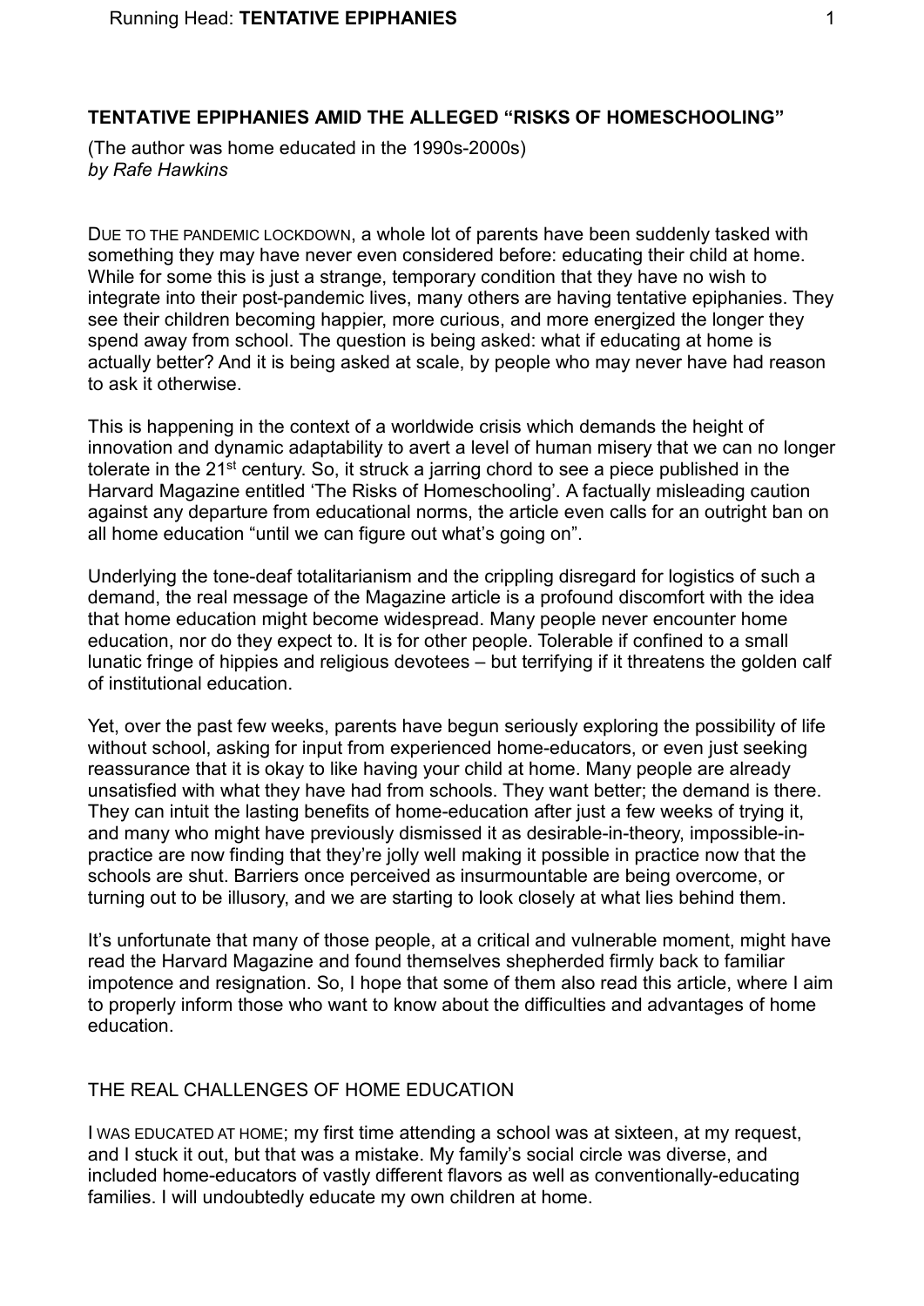## TENTATIVE EPIPHANIES AMID THE ALLEGED "RISKS OF HOMESCHOOLING"

(The author was home educated in the 1990s-2000s)
*by Rafe Hawkins*

DUE TO THE PANDEMIC LOCKDOWN, a whole lot of parents have been suddenly tasked with something they may have never even considered before: educating their child at home. While for some this is just a strange, temporary condition that they have no wish to integrate into their post-pandemic lives, many others are having tentative epiphanies. They see their children becoming happier, more curious, and more energized the longer they spend away from school. The question is being asked: what if educating at home is actually better? And it is being asked at scale, by people who may never have had reason to ask it otherwise.

This is happening in the context of a worldwide crisis which demands the height of innovation and dynamic adaptability to avert a level of human misery that we can no longer tolerate in the 21st century. So, it struck a jarring chord to see a piece published in the Harvard Magazine entitled 'The Risks of Homeschooling'. A factually misleading caution against any departure from educational norms, the article even calls for an outright ban on all home education "until we can figure out what's going on".

Underlying the tone-deaf totalitarianism and the crippling disregard for logistics of such a demand, the real message of the Magazine article is a profound discomfort with the idea that home education might become widespread. Many people never encounter home education, nor do they expect to. It is for other people. Tolerable if confined to a small lunatic fringe of hippies and religious devotees – but terrifying if it threatens the golden calf of institutional education.

Yet, over the past few weeks, parents have begun seriously exploring the possibility of life without school, asking for input from experienced home-educators, or even just seeking reassurance that it is okay to like having your child at home. Many people are already unsatisfied with what they have had from schools. They want better; the demand is there. They can intuit the lasting benefits of home-education after just a few weeks of trying it, and many who might have previously dismissed it as desirable-in-theory, impossible-in-practice are now finding that they're jolly well making it possible in practice now that the schools are shut. Barriers once perceived as insurmountable are being overcome, or turning out to be illusory, and we are starting to look closely at what lies behind them.

It's unfortunate that many of those people, at a critical and vulnerable moment, might have read the Harvard Magazine and found themselves shepherded firmly back to familiar impotence and resignation. So, I hope that some of them also read this article, where I aim to properly inform those who want to know about the difficulties and advantages of home education.

### THE REAL CHALLENGES OF HOME EDUCATION

I WAS EDUCATED AT HOME; my first time attending a school was at sixteen, at my request, and I stuck it out, but that was a mistake. My family's social circle was diverse, and included home-educators of vastly different flavors as well as conventionally-educating families. I will undoubtedly educate my own children at home.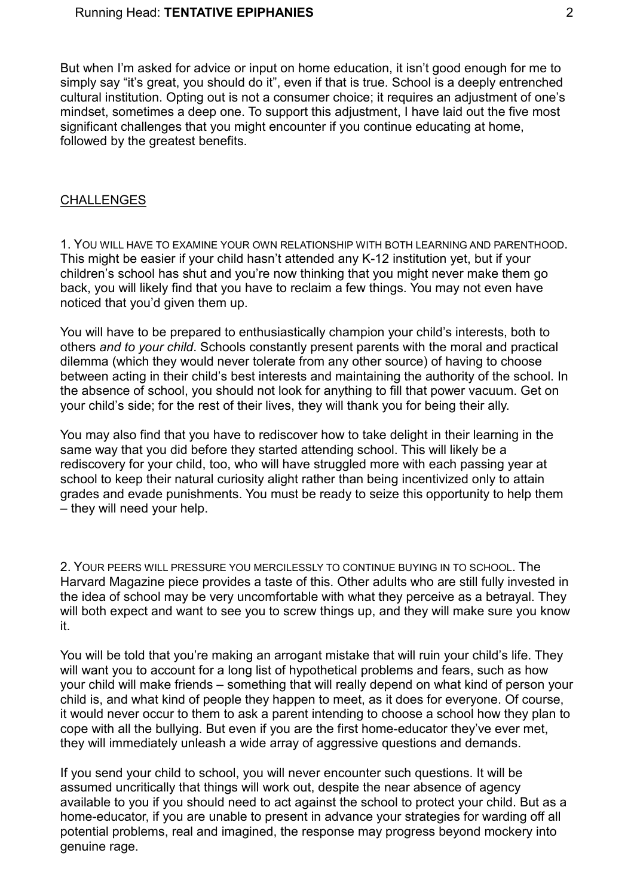But when I'm asked for advice or input on home education, it isn't good enough for me to simply say "it's great, you should do it", even if that is true. School is a deeply entrenched cultural institution. Opting out is not a consumer choice; it requires an adjustment of one's mindset, sometimes a deep one. To support this adjustment, I have laid out the five most significant challenges that you might encounter if you continue educating at home, followed by the greatest benefits.

## CHALLENGES

1. YOU WILL HAVE TO EXAMINE YOUR OWN RELATIONSHIP WITH BOTH LEARNING AND PARENTHOOD. This might be easier if your child hasn't attended any K-12 institution yet, but if your children's school has shut and you're now thinking that you might never make them go back, you will likely find that you have to reclaim a few things. You may not even have noticed that you'd given them up.

You will have to be prepared to enthusiastically champion your child's interests, both to others *and to your child*. Schools constantly present parents with the moral and practical dilemma (which they would never tolerate from any other source) of having to choose between acting in their child's best interests and maintaining the authority of the school. In the absence of school, you should not look for anything to fill that power vacuum. Get on your child's side; for the rest of their lives, they will thank you for being their ally.

You may also find that you have to rediscover how to take delight in their learning in the same way that you did before they started attending school. This will likely be a rediscovery for your child, too, who will have struggled more with each passing year at school to keep their natural curiosity alight rather than being incentivized only to attain grades and evade punishments. You must be ready to seize this opportunity to help them – they will need your help.

2. YOUR PEERS WILL PRESSURE YOU MERCILESSLY TO CONTINUE BUYING IN TO SCHOOL. The Harvard Magazine piece provides a taste of this. Other adults who are still fully invested in the idea of school may be very uncomfortable with what they perceive as a betrayal. They will both expect and want to see you to screw things up, and they will make sure you know it.

You will be told that you're making an arrogant mistake that will ruin your child's life. They will want you to account for a long list of hypothetical problems and fears, such as how your child will make friends – something that will really depend on what kind of person your child is, and what kind of people they happen to meet, as it does for everyone. Of course, it would never occur to them to ask a parent intending to choose a school how they plan to cope with all the bullying. But even if you are the first home-educator they've ever met, they will immediately unleash a wide array of aggressive questions and demands.

If you send your child to school, you will never encounter such questions. It will be assumed uncritically that things will work out, despite the near absence of agency available to you if you should need to act against the school to protect your child. But as a home-educator, if you are unable to present in advance your strategies for warding off all potential problems, real and imagined, the response may progress beyond mockery into genuine rage.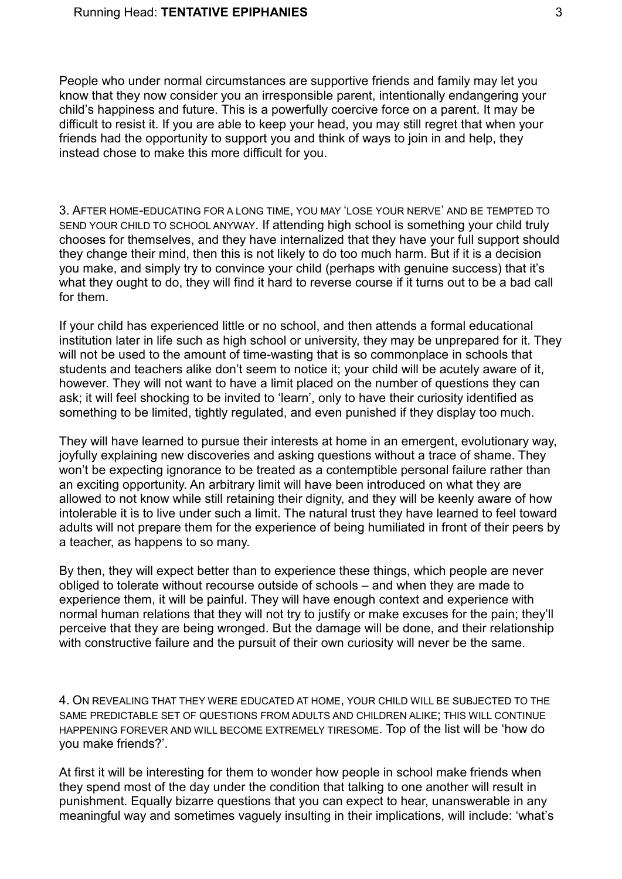People who under normal circumstances are supportive friends and family may let you know that they now consider you an irresponsible parent, intentionally endangering your child's happiness and future. This is a powerfully coercive force on a parent. It may be difficult to resist it. If you are able to keep your head, you may still regret that when your friends had the opportunity to support you and think of ways to join in and help, they instead chose to make this more difficult for you.

3. After home-educating for a long time, you may 'lose your nerve' and be tempted to send your child to school anyway. If attending high school is something your child truly chooses for themselves, and they have internalized that they have your full support should they change their mind, then this is not likely to do too much harm. But if it is a decision you make, and simply try to convince your child (perhaps with genuine success) that it's what they ought to do, they will find it hard to reverse course if it turns out to be a bad call for them.

If your child has experienced little or no school, and then attends a formal educational institution later in life such as high school or university, they may be unprepared for it. They will not be used to the amount of time-wasting that is so commonplace in schools that students and teachers alike don't seem to notice it; your child will be acutely aware of it, however. They will not want to have a limit placed on the number of questions they can ask; it will feel shocking to be invited to 'learn', only to have their curiosity identified as something to be limited, tightly regulated, and even punished if they display too much.

They will have learned to pursue their interests at home in an emergent, evolutionary way, joyfully explaining new discoveries and asking questions without a trace of shame. They won't be expecting ignorance to be treated as a contemptible personal failure rather than an exciting opportunity. An arbitrary limit will have been introduced on what they are allowed to not know while still retaining their dignity, and they will be keenly aware of how intolerable it is to live under such a limit. The natural trust they have learned to feel toward adults will not prepare them for the experience of being humiliated in front of their peers by a teacher, as happens to so many.

By then, they will expect better than to experience these things, which people are never obliged to tolerate without recourse outside of schools – and when they are made to experience them, it will be painful. They will have enough context and experience with normal human relations that they will not try to justify or make excuses for the pain; they'll perceive that they are being wronged. But the damage will be done, and their relationship with constructive failure and the pursuit of their own curiosity will never be the same.

4. On revealing that they were educated at home, your child will be subjected to the same predictable set of questions from adults and children alike; this will continue happening forever and will become extremely tiresome. Top of the list will be 'how do you make friends?'.

At first it will be interesting for them to wonder how people in school make friends when they spend most of the day under the condition that talking to one another will result in punishment. Equally bizarre questions that you can expect to hear, unanswerable in any meaningful way and sometimes vaguely insulting in their implications, will include: 'what's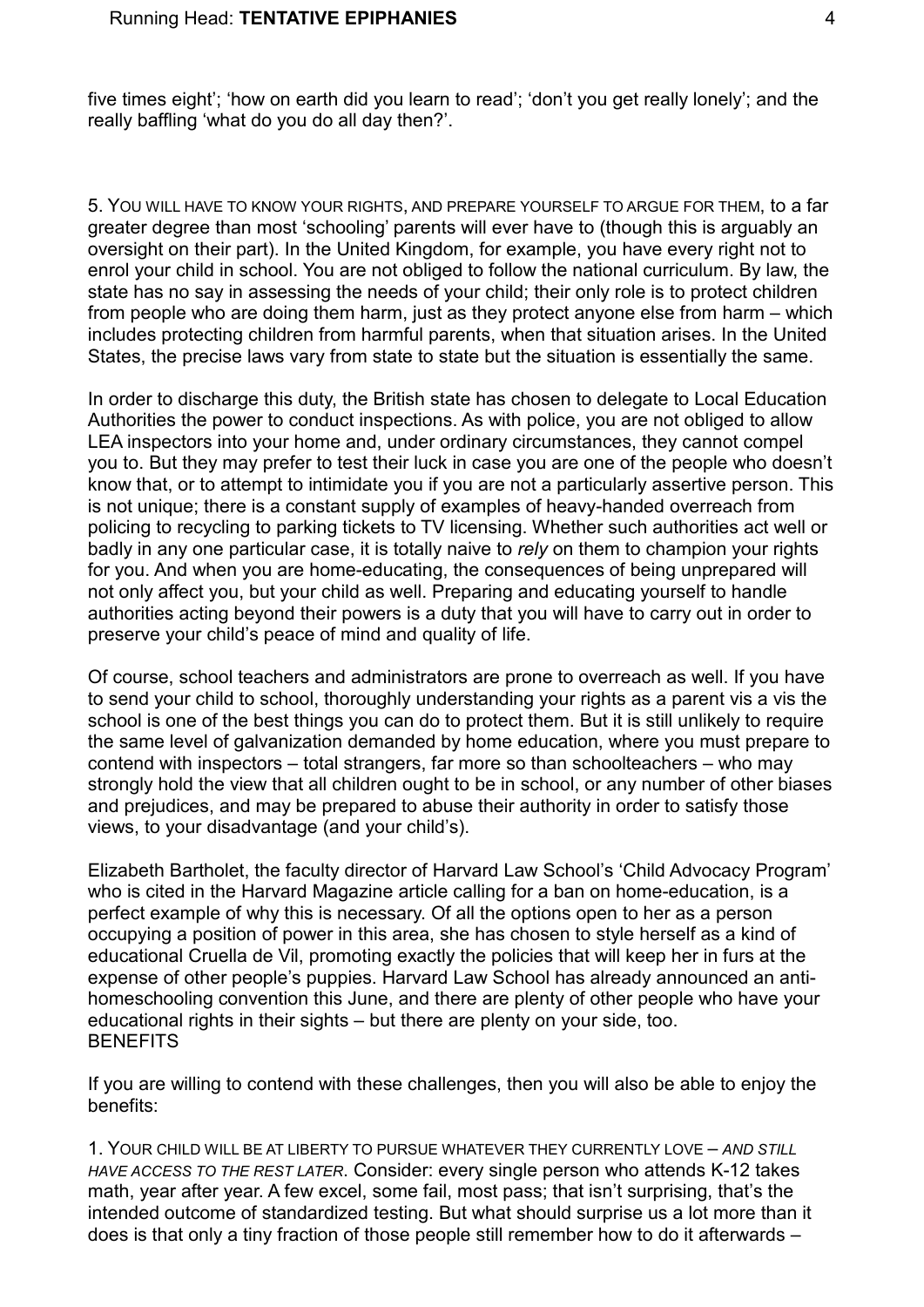five times eight'; 'how on earth did you learn to read'; 'don't you get really lonely'; and the really baffling 'what do you do all day then?'.

5. YOU WILL HAVE TO KNOW YOUR RIGHTS, AND PREPARE YOURSELF TO ARGUE FOR THEM, to a far greater degree than most 'schooling' parents will ever have to (though this is arguably an oversight on their part). In the United Kingdom, for example, you have every right not to enrol your child in school. You are not obliged to follow the national curriculum. By law, the state has no say in assessing the needs of your child; their only role is to protect children from people who are doing them harm, just as they protect anyone else from harm – which includes protecting children from harmful parents, when that situation arises. In the United States, the precise laws vary from state to state but the situation is essentially the same.

In order to discharge this duty, the British state has chosen to delegate to Local Education Authorities the power to conduct inspections. As with police, you are not obliged to allow LEA inspectors into your home and, under ordinary circumstances, they cannot compel you to. But they may prefer to test their luck in case you are one of the people who doesn't know that, or to attempt to intimidate you if you are not a particularly assertive person. This is not unique; there is a constant supply of examples of heavy-handed overreach from policing to recycling to parking tickets to TV licensing. Whether such authorities act well or badly in any one particular case, it is totally naive to *rely* on them to champion your rights for you. And when you are home-educating, the consequences of being unprepared will not only affect you, but your child as well. Preparing and educating yourself to handle authorities acting beyond their powers is a duty that you will have to carry out in order to preserve your child's peace of mind and quality of life.

Of course, school teachers and administrators are prone to overreach as well. If you have to send your child to school, thoroughly understanding your rights as a parent vis a vis the school is one of the best things you can do to protect them. But it is still unlikely to require the same level of galvanization demanded by home education, where you must prepare to contend with inspectors – total strangers, far more so than schoolteachers – who may strongly hold the view that all children ought to be in school, or any number of other biases and prejudices, and may be prepared to abuse their authority in order to satisfy those views, to your disadvantage (and your child's).

Elizabeth Bartholet, the faculty director of Harvard Law School's 'Child Advocacy Program' who is cited in the Harvard Magazine article calling for a ban on home-education, is a perfect example of why this is necessary. Of all the options open to her as a person occupying a position of power in this area, she has chosen to style herself as a kind of educational Cruella de Vil, promoting exactly the policies that will keep her in furs at the expense of other people's puppies. Harvard Law School has already announced an anti-homeschooling convention this June, and there are plenty of other people who have your educational rights in their sights – but there are plenty on your side, too.

## BENEFITS

If you are willing to contend with these challenges, then you will also be able to enjoy the benefits:

1. YOUR CHILD WILL BE AT LIBERTY TO PURSUE WHATEVER THEY CURRENTLY LOVE – *AND STILL HAVE ACCESS TO THE REST LATER*. Consider: every single person who attends K-12 takes math, year after year. A few excel, some fail, most pass; that isn't surprising, that's the intended outcome of standardized testing. But what should surprise us a lot more than it does is that only a tiny fraction of those people still remember how to do it afterwards –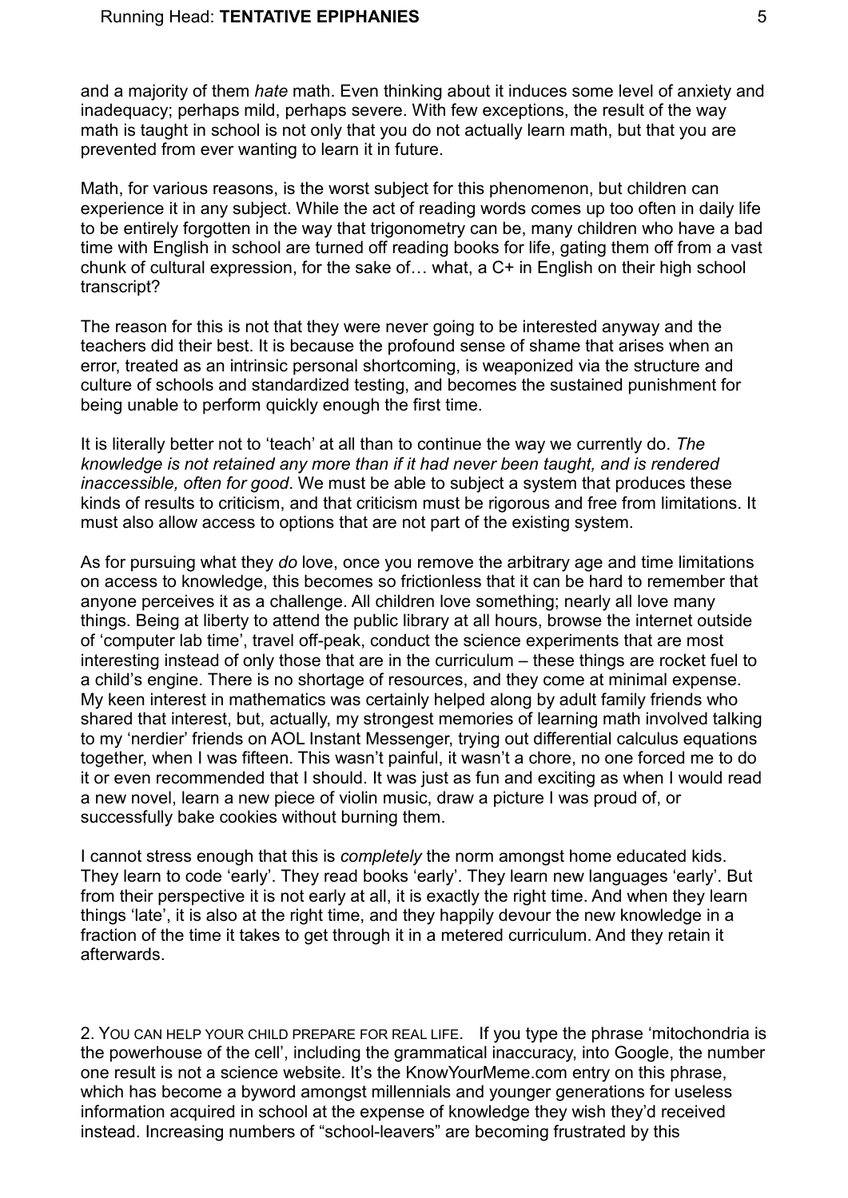and a majority of them *hate* math. Even thinking about it induces some level of anxiety and inadequacy; perhaps mild, perhaps severe. With few exceptions, the result of the way math is taught in school is not only that you do not actually learn math, but that you are prevented from ever wanting to learn it in future.

Math, for various reasons, is the worst subject for this phenomenon, but children can experience it in any subject. While the act of reading words comes up too often in daily life to be entirely forgotten in the way that trigonometry can be, many children who have a bad time with English in school are turned off reading books for life, gating them off from a vast chunk of cultural expression, for the sake of… what, a C+ in English on their high school transcript?

The reason for this is not that they were never going to be interested anyway and the teachers did their best. It is because the profound sense of shame that arises when an error, treated as an intrinsic personal shortcoming, is weaponized via the structure and culture of schools and standardized testing, and becomes the sustained punishment for being unable to perform quickly enough the first time.

It is literally better not to 'teach' at all than to continue the way we currently do. *The knowledge is not retained any more than if it had never been taught, and is rendered inaccessible, often for good*. We must be able to subject a system that produces these kinds of results to criticism, and that criticism must be rigorous and free from limitations. It must also allow access to options that are not part of the existing system.

As for pursuing what they *do* love, once you remove the arbitrary age and time limitations on access to knowledge, this becomes so frictionless that it can be hard to remember that anyone perceives it as a challenge. All children love something; nearly all love many things. Being at liberty to attend the public library at all hours, browse the internet outside of 'computer lab time', travel off-peak, conduct the science experiments that are most interesting instead of only those that are in the curriculum – these things are rocket fuel to a child's engine. There is no shortage of resources, and they come at minimal expense. My keen interest in mathematics was certainly helped along by adult family friends who shared that interest, but, actually, my strongest memories of learning math involved talking to my 'nerdier' friends on AOL Instant Messenger, trying out differential calculus equations together, when I was fifteen. This wasn't painful, it wasn't a chore, no one forced me to do it or even recommended that I should. It was just as fun and exciting as when I would read a new novel, learn a new piece of violin music, draw a picture I was proud of, or successfully bake cookies without burning them.

I cannot stress enough that this is *completely* the norm amongst home educated kids. They learn to code 'early'. They read books 'early'. They learn new languages 'early'. But from their perspective it is not early at all, it is exactly the right time. And when they learn things 'late', it is also at the right time, and they happily devour the new knowledge in a fraction of the time it takes to get through it in a metered curriculum. And they retain it afterwards.

2. YOU CAN HELP YOUR CHILD PREPARE FOR REAL LIFE. If you type the phrase 'mitochondria is the powerhouse of the cell', including the grammatical inaccuracy, into Google, the number one result is not a science website. It's the KnowYourMeme.com entry on this phrase, which has become a byword amongst millennials and younger generations for useless information acquired in school at the expense of knowledge they wish they'd received instead. Increasing numbers of "school-leavers" are becoming frustrated by this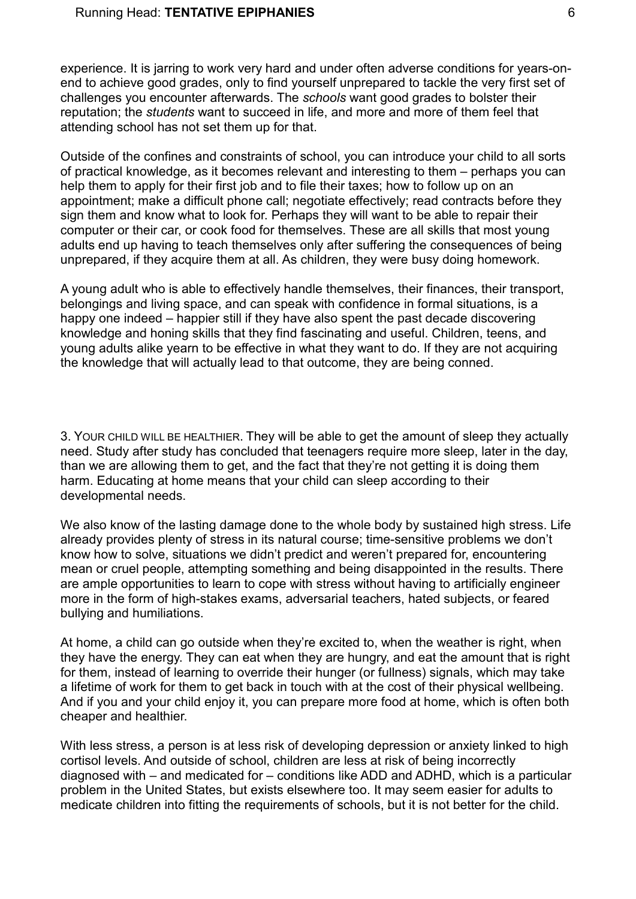experience. It is jarring to work very hard and under often adverse conditions for years-on-end to achieve good grades, only to find yourself unprepared to tackle the very first set of challenges you encounter afterwards. The *schools* want good grades to bolster their reputation; the *students* want to succeed in life, and more and more of them feel that attending school has not set them up for that.

Outside of the confines and constraints of school, you can introduce your child to all sorts of practical knowledge, as it becomes relevant and interesting to them – perhaps you can help them to apply for their first job and to file their taxes; how to follow up on an appointment; make a difficult phone call; negotiate effectively; read contracts before they sign them and know what to look for. Perhaps they will want to be able to repair their computer or their car, or cook food for themselves. These are all skills that most young adults end up having to teach themselves only after suffering the consequences of being unprepared, if they acquire them at all. As children, they were busy doing homework.

A young adult who is able to effectively handle themselves, their finances, their transport, belongings and living space, and can speak with confidence in formal situations, is a happy one indeed – happier still if they have also spent the past decade discovering knowledge and honing skills that they find fascinating and useful. Children, teens, and young adults alike yearn to be effective in what they want to do. If they are not acquiring the knowledge that will actually lead to that outcome, they are being conned.

3. Your child will be healthier. They will be able to get the amount of sleep they actually need. Study after study has concluded that teenagers require more sleep, later in the day, than we are allowing them to get, and the fact that they're not getting it is doing them harm. Educating at home means that your child can sleep according to their developmental needs.

We also know of the lasting damage done to the whole body by sustained high stress. Life already provides plenty of stress in its natural course; time-sensitive problems we don't know how to solve, situations we didn't predict and weren't prepared for, encountering mean or cruel people, attempting something and being disappointed in the results. There are ample opportunities to learn to cope with stress without having to artificially engineer more in the form of high-stakes exams, adversarial teachers, hated subjects, or feared bullying and humiliations.

At home, a child can go outside when they're excited to, when the weather is right, when they have the energy. They can eat when they are hungry, and eat the amount that is right for them, instead of learning to override their hunger (or fullness) signals, which may take a lifetime of work for them to get back in touch with at the cost of their physical wellbeing. And if you and your child enjoy it, you can prepare more food at home, which is often both cheaper and healthier.

With less stress, a person is at less risk of developing depression or anxiety linked to high cortisol levels. And outside of school, children are less at risk of being incorrectly diagnosed with – and medicated for – conditions like ADD and ADHD, which is a particular problem in the United States, but exists elsewhere too. It may seem easier for adults to medicate children into fitting the requirements of schools, but it is not better for the child.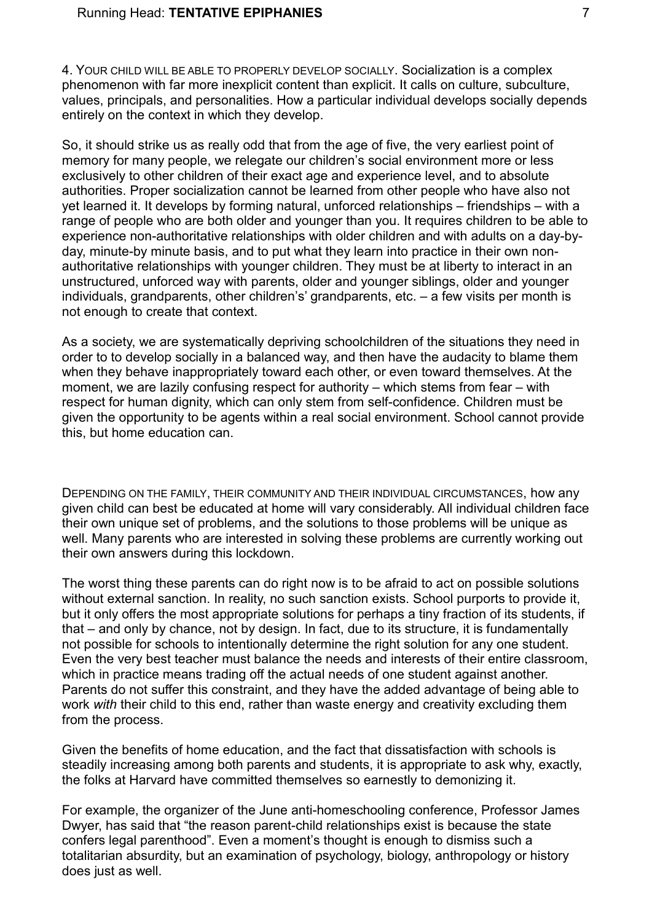4. YOUR CHILD WILL BE ABLE TO PROPERLY DEVELOP SOCIALLY. Socialization is a complex phenomenon with far more inexplicit content than explicit. It calls on culture, subculture, values, principals, and personalities. How a particular individual develops socially depends entirely on the context in which they develop.

So, it should strike us as really odd that from the age of five, the very earliest point of memory for many people, we relegate our children's social environment more or less exclusively to other children of their exact age and experience level, and to absolute authorities. Proper socialization cannot be learned from other people who have also not yet learned it. It develops by forming natural, unforced relationships – friendships – with a range of people who are both older and younger than you. It requires children to be able to experience non-authoritative relationships with older children and with adults on a day-by-day, minute-by minute basis, and to put what they learn into practice in their own non-authoritative relationships with younger children. They must be at liberty to interact in an unstructured, unforced way with parents, older and younger siblings, older and younger individuals, grandparents, other children's' grandparents, etc. – a few visits per month is not enough to create that context.

As a society, we are systematically depriving schoolchildren of the situations they need in order to to develop socially in a balanced way, and then have the audacity to blame them when they behave inappropriately toward each other, or even toward themselves. At the moment, we are lazily confusing respect for authority – which stems from fear – with respect for human dignity, which can only stem from self-confidence. Children must be given the opportunity to be agents within a real social environment. School cannot provide this, but home education can.

DEPENDING ON THE FAMILY, THEIR COMMUNITY AND THEIR INDIVIDUAL CIRCUMSTANCES, how any given child can best be educated at home will vary considerably. All individual children face their own unique set of problems, and the solutions to those problems will be unique as well. Many parents who are interested in solving these problems are currently working out their own answers during this lockdown.

The worst thing these parents can do right now is to be afraid to act on possible solutions without external sanction. In reality, no such sanction exists. School purports to provide it, but it only offers the most appropriate solutions for perhaps a tiny fraction of its students, if that – and only by chance, not by design. In fact, due to its structure, it is fundamentally not possible for schools to intentionally determine the right solution for any one student. Even the very best teacher must balance the needs and interests of their entire classroom, which in practice means trading off the actual needs of one student against another. Parents do not suffer this constraint, and they have the added advantage of being able to work *with* their child to this end, rather than waste energy and creativity excluding them from the process.

Given the benefits of home education, and the fact that dissatisfaction with schools is steadily increasing among both parents and students, it is appropriate to ask why, exactly, the folks at Harvard have committed themselves so earnestly to demonizing it.

For example, the organizer of the June anti-homeschooling conference, Professor James Dwyer, has said that "the reason parent-child relationships exist is because the state confers legal parenthood". Even a moment's thought is enough to dismiss such a totalitarian absurdity, but an examination of psychology, biology, anthropology or history does just as well.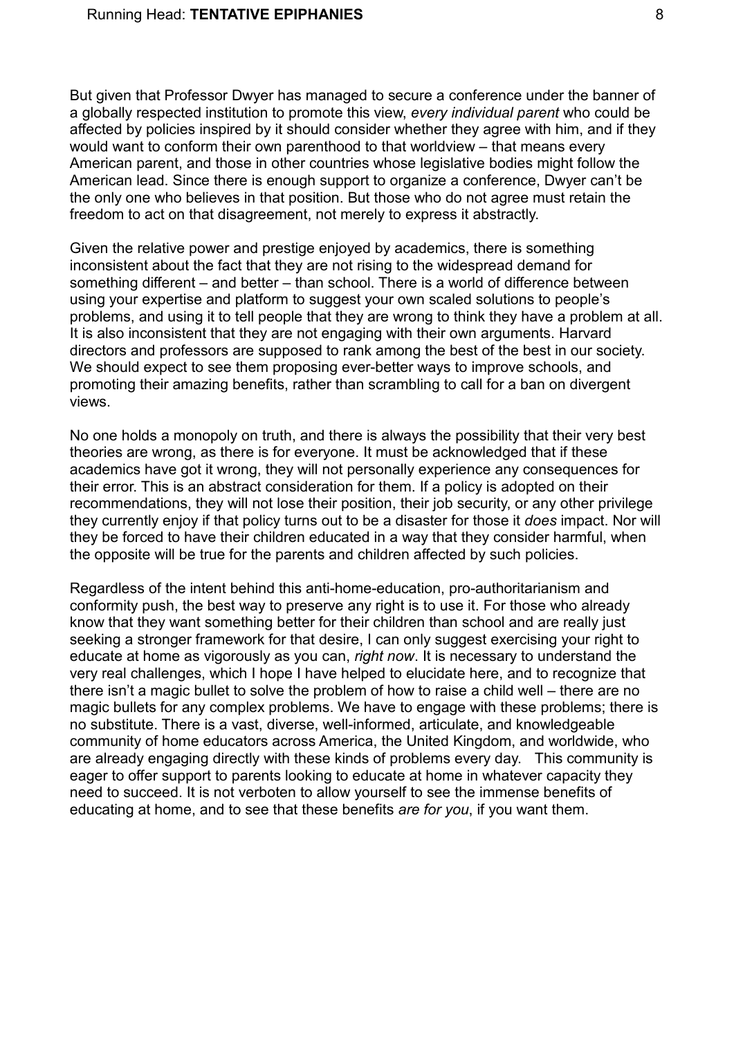But given that Professor Dwyer has managed to secure a conference under the banner of a globally respected institution to promote this view, *every individual parent* who could be affected by policies inspired by it should consider whether they agree with him, and if they would want to conform their own parenthood to that worldview – that means every American parent, and those in other countries whose legislative bodies might follow the American lead. Since there is enough support to organize a conference, Dwyer can't be the only one who believes in that position. But those who do not agree must retain the freedom to act on that disagreement, not merely to express it abstractly.

Given the relative power and prestige enjoyed by academics, there is something inconsistent about the fact that they are not rising to the widespread demand for something different – and better – than school. There is a world of difference between using your expertise and platform to suggest your own scaled solutions to people's problems, and using it to tell people that they are wrong to think they have a problem at all. It is also inconsistent that they are not engaging with their own arguments. Harvard directors and professors are supposed to rank among the best of the best in our society. We should expect to see them proposing ever-better ways to improve schools, and promoting their amazing benefits, rather than scrambling to call for a ban on divergent views.

No one holds a monopoly on truth, and there is always the possibility that their very best theories are wrong, as there is for everyone. It must be acknowledged that if these academics have got it wrong, they will not personally experience any consequences for their error. This is an abstract consideration for them. If a policy is adopted on their recommendations, they will not lose their position, their job security, or any other privilege they currently enjoy if that policy turns out to be a disaster for those it *does* impact. Nor will they be forced to have their children educated in a way that they consider harmful, when the opposite will be true for the parents and children affected by such policies.

Regardless of the intent behind this anti-home-education, pro-authoritarianism and conformity push, the best way to preserve any right is to use it. For those who already know that they want something better for their children than school and are really just seeking a stronger framework for that desire, I can only suggest exercising your right to educate at home as vigorously as you can, *right now*. It is necessary to understand the very real challenges, which I hope I have helped to elucidate here, and to recognize that there isn't a magic bullet to solve the problem of how to raise a child well – there are no magic bullets for any complex problems. We have to engage with these problems; there is no substitute. There is a vast, diverse, well-informed, articulate, and knowledgeable community of home educators across America, the United Kingdom, and worldwide, who are already engaging directly with these kinds of problems every day. This community is eager to offer support to parents looking to educate at home in whatever capacity they need to succeed. It is not verboten to allow yourself to see the immense benefits of educating at home, and to see that these benefits *are for you*, if you want them.